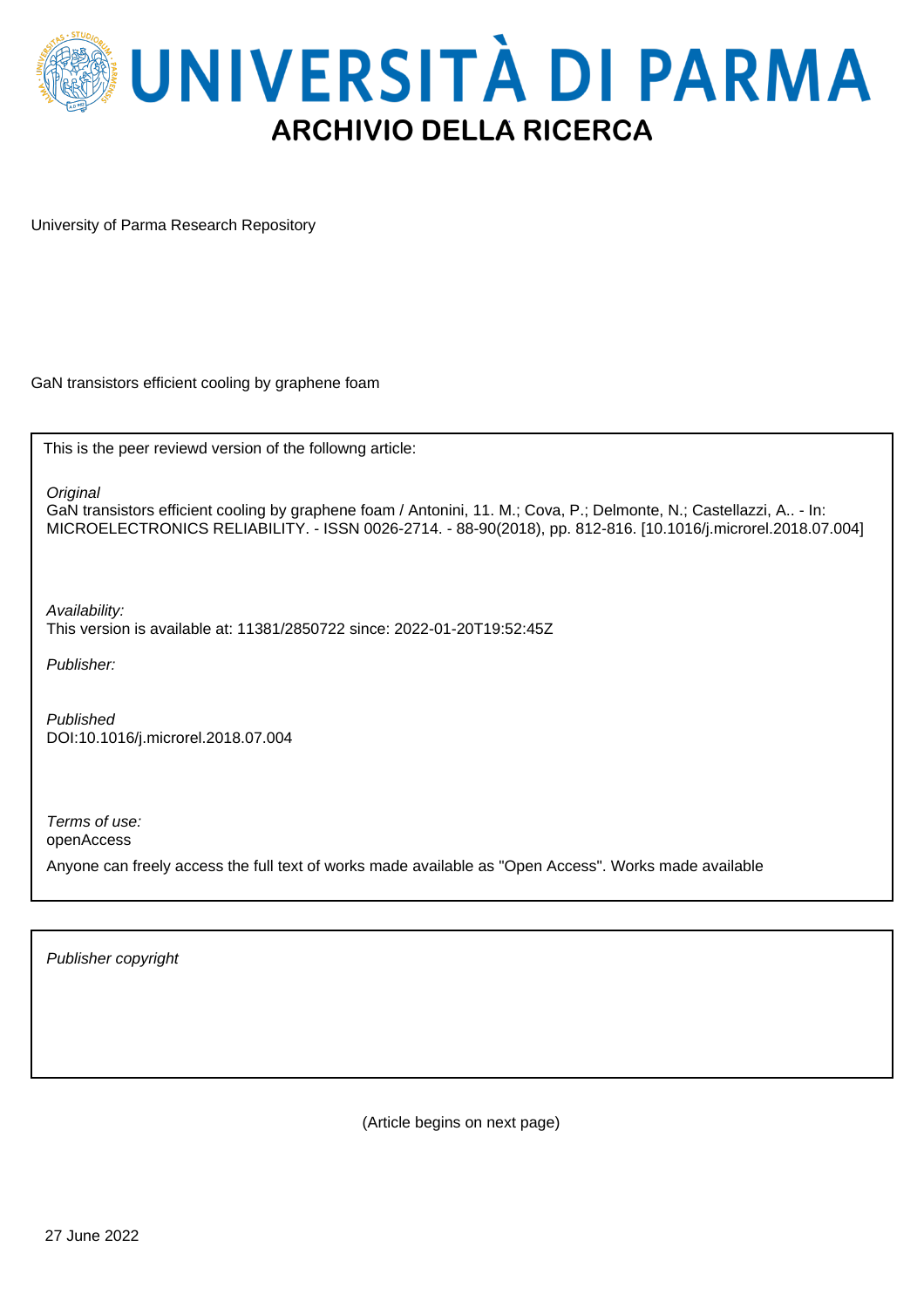# UNIVERSITÀ DI PARMA

## ARCHIVIO DELLA RICERCA

University of Parma Research Repository

GaN transistors efficient cooling by graphene foam

This is the peer reviewd version of the followng article:

*Original*

GaN transistors efficient cooling by graphene foam / Antonini, 11. M.; Cova, P.; Delmonte, N.; Castellazzi, A.. - In: MICROELECTRONICS RELIABILITY. - ISSN 0026-2714. - 88-90(2018), pp. 812-816. [10.1016/j.microrel.2018.07.004]

*Availability:*

This version is available at: 11381/2850722 since: 2022-01-20T19:52:45Z

*Publisher:*

*Published*

DOI:10.1016/j.microrel.2018.07.004

*Terms of use:*

openAccess

Anyone can freely access the full text of works made available as "Open Access". Works made available

*Publisher copyright*

(Article begins on next page)

27 June 2022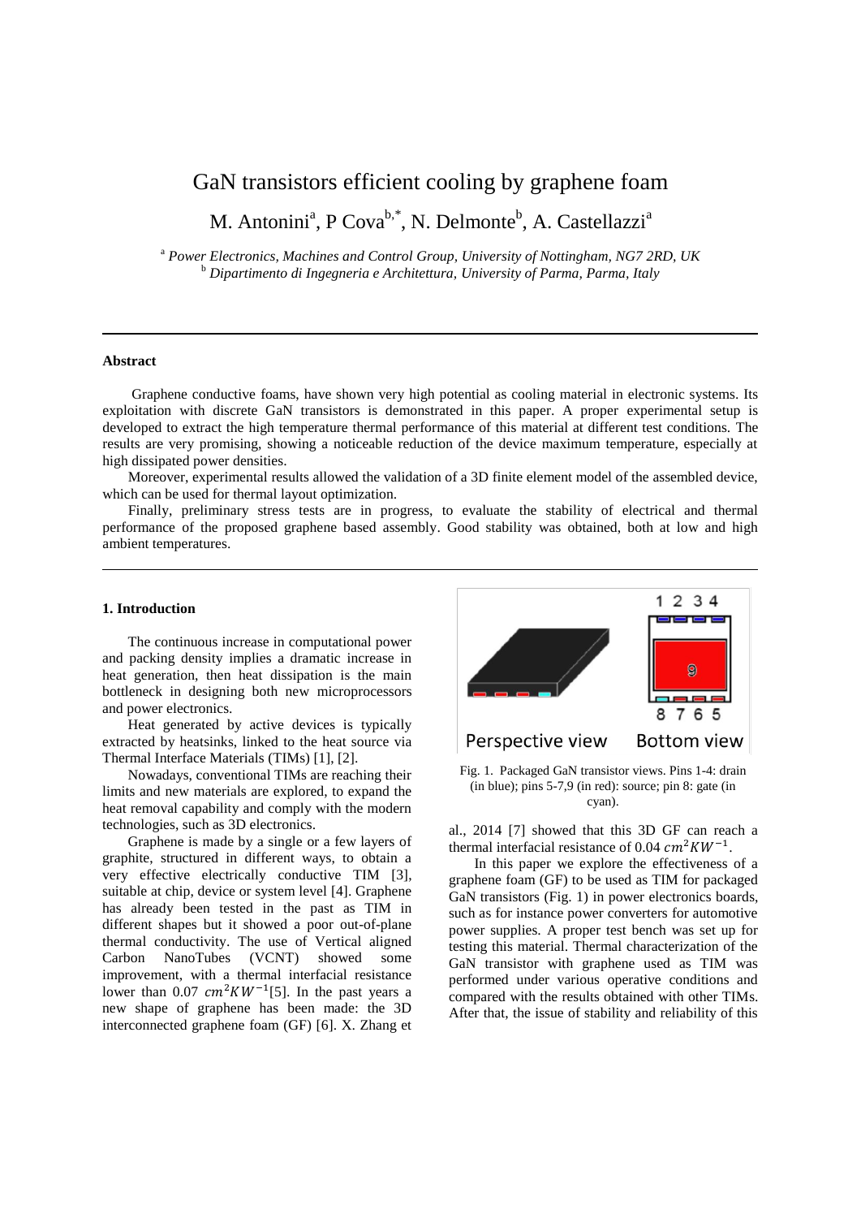# GaN transistors efficient cooling by graphene foam

M. Antonini[a], P Cova[b,*], N. Delmonte[b], A. Castellazzi[a]

[a] *Power Electronics, Machines and Control Group, University of Nottingham, NG7 2RD, UK*
[b] *Dipartimento di Ingegneria e Architettura, University of Parma, Parma, Italy*

---

**Abstract**

Graphene conductive foams, have shown very high potential as cooling material in electronic systems. Its exploitation with discrete GaN transistors is demonstrated in this paper. A proper experimental setup is developed to extract the high temperature thermal performance of this material at different test conditions. The results are very promising, showing a noticeable reduction of the device maximum temperature, especially at high dissipated power densities.

Moreover, experimental results allowed the validation of a 3D finite element model of the assembled device, which can be used for thermal layout optimization.

Finally, preliminary stress tests are in progress, to evaluate the stability of electrical and thermal performance of the proposed graphene based assembly. Good stability was obtained, both at low and high ambient temperatures.

---

**1. Introduction**

The continuous increase in computational power and packing density implies a dramatic increase in heat generation, then heat dissipation is the main bottleneck in designing both new microprocessors and power electronics.

Heat generated by active devices is typically extracted by heatsinks, linked to the heat source via Thermal Interface Materials (TIMs) [1], [2].

Nowadays, conventional TIMs are reaching their limits and new materials are explored, to expand the heat removal capability and comply with the modern technologies, such as 3D electronics.

Graphene is made by a single or a few layers of graphite, structured in different ways, to obtain a very effective electrically conductive TIM [3], suitable at chip, device or system level [4]. Graphene has already been tested in the past as TIM in different shapes but it showed a poor out-of-plane thermal conductivity. The use of Vertical aligned Carbon NanoTubes (VCNT) showed some improvement, with a thermal interfacial resistance lower than 0.07 $cm^2KW^{-1}$[5]. In the past years a new shape of graphene has been made: the 3D interconnected graphene foam (GF) [6]. X. Zhang et al., 2014 [7] showed that this 3D GF can reach a thermal interfacial resistance of 0.04 $cm^2KW^{-1}$.

Fig. 1. Packaged GaN transistor views. Pins 1-4: drain (in blue); pins 5-7,9 (in red): source; pin 8: gate (in cyan).

In this paper we explore the effectiveness of a graphene foam (GF) to be used as TIM for packaged GaN transistors (Fig. 1) in power electronics boards, such as for instance power converters for automotive power supplies. A proper test bench was set up for testing this material. Thermal characterization of the GaN transistor with graphene used as TIM was performed under various operative conditions and compared with the results obtained with other TIMs. After that, the issue of stability and reliability of this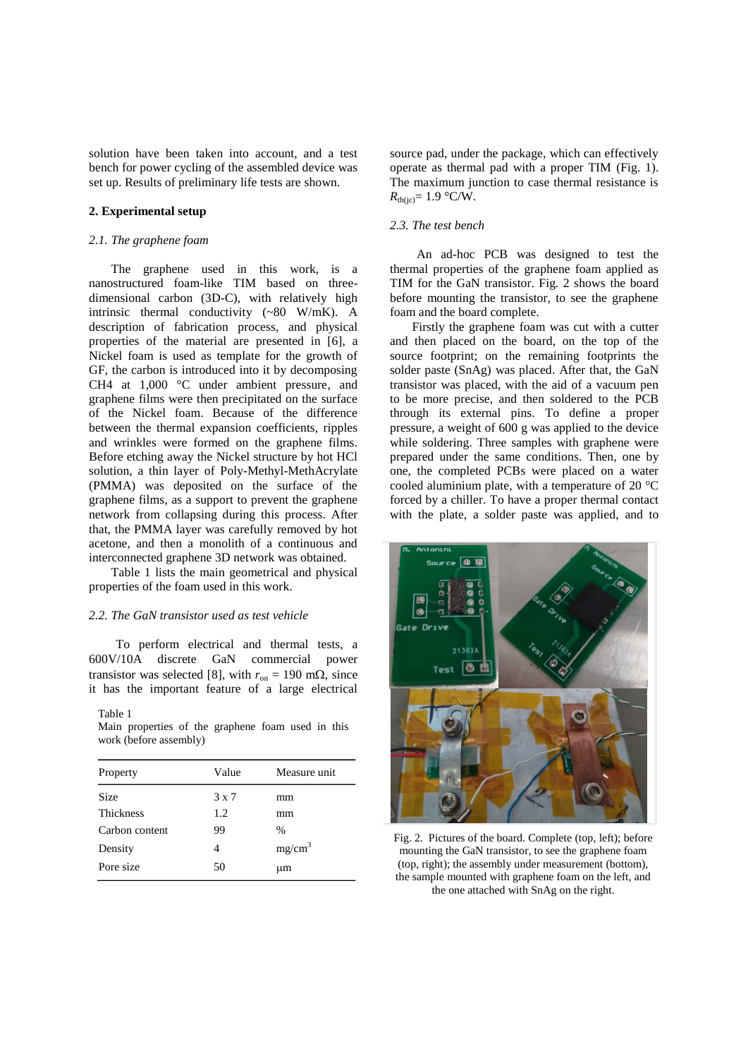solution have been taken into account, and a test bench for power cycling of the assembled device was set up. Results of preliminary life tests are shown.

## 2. Experimental setup

### *2.1. The graphene foam*

The graphene used in this work, is a nanostructured foam-like TIM based on three-dimensional carbon (3D-C), with relatively high intrinsic thermal conductivity (~80 W/mK). A description of fabrication process, and physical properties of the material are presented in [6], a Nickel foam is used as template for the growth of GF, the carbon is introduced into it by decomposing $CH_4$ at 1,000 °C under ambient pressure, and graphene films were then precipitated on the surface of the Nickel foam. Because of the difference between the thermal expansion coefficients, ripples and wrinkles were formed on the graphene films. Before etching away the Nickel structure by hot HCl solution, a thin layer of Poly-Methyl-MethAcrylate (PMMA) was deposited on the surface of the graphene films, as a support to prevent the graphene network from collapsing during this process. After that, the PMMA layer was carefully removed by hot acetone, and then a monolith of a continuous and interconnected graphene 3D network was obtained.

Table 1 lists the main geometrical and physical properties of the foam used in this work.

### *2.2. The GaN transistor used as test vehicle*

To perform electrical and thermal tests, a 600V/10A discrete GaN commercial power transistor was selected [8], with $r_{on}$ = 190 mΩ, since it has the important feature of a large electrical source pad, under the package, which can effectively operate as thermal pad with a proper TIM (Fig. 1). The maximum junction to case thermal resistance is $R_{th(jc)}$= 1.9 °C/W.

Table 1
Main properties of the graphene foam used in this work (before assembly)

| Property | Value | Measure unit |
|---|---|---|
| Size | 3 x 7 | mm |
| Thickness | 1.2 | mm |
| Carbon content | 99 | % |
| Density | 4 | mg/cm$^3$ |
| Pore size | 50 | μm |

### *2.3. The test bench*

An ad-hoc PCB was designed to test the thermal properties of the graphene foam applied as TIM for the GaN transistor. Fig. 2 shows the board before mounting the transistor, to see the graphene foam and the board complete.

Firstly the graphene foam was cut with a cutter and then placed on the board, on the top of the source footprint; on the remaining footprints the solder paste (SnAg) was placed. After that, the GaN transistor was placed, with the aid of a vacuum pen to be more precise, and then soldered to the PCB through its external pins. To define a proper pressure, a weight of 600 g was applied to the device while soldering. Three samples with graphene were prepared under the same conditions. Then, one by one, the completed PCBs were placed on a water cooled aluminium plate, with a temperature of 20 °C forced by a chiller. To have a proper thermal contact with the plate, a solder paste was applied, and to

Fig. 2. Pictures of the board. Complete (top, left); before mounting the GaN transistor, to see the graphene foam (top, right); the assembly under measurement (bottom), the sample mounted with graphene foam on the left, and the one attached with SnAg on the right.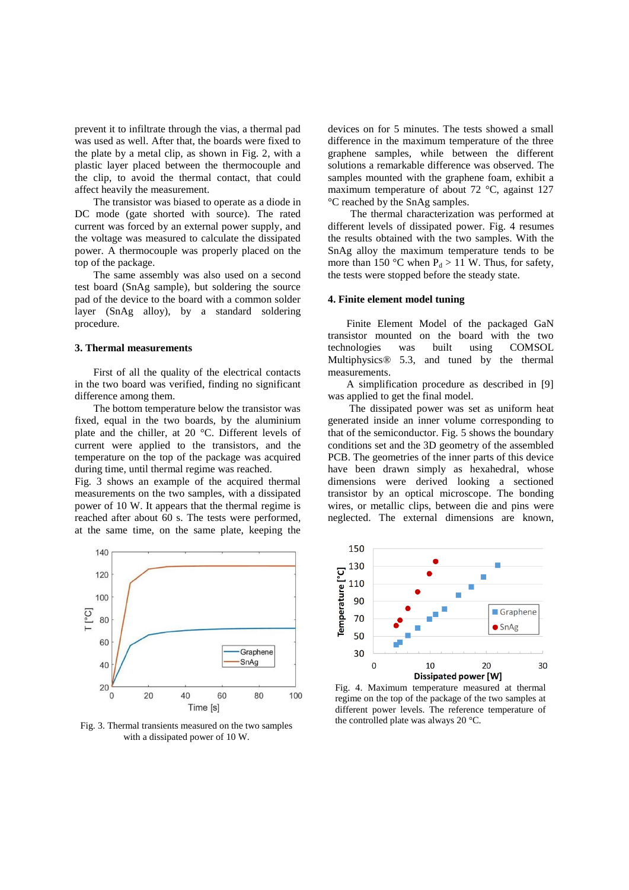prevent it to infiltrate through the vias, a thermal pad was used as well. After that, the boards were fixed to the plate by a metal clip, as shown in Fig. 2, with a plastic layer placed between the thermocouple and the clip, to avoid the thermal contact, that could affect heavily the measurement.

The transistor was biased to operate as a diode in DC mode (gate shorted with source). The rated current was forced by an external power supply, and the voltage was measured to calculate the dissipated power. A thermocouple was properly placed on the top of the package.

The same assembly was also used on a second test board (SnAg sample), but soldering the source pad of the device to the board with a common solder layer (SnAg alloy), by a standard soldering procedure.

## 3. Thermal measurements

First of all the quality of the electrical contacts in the two board was verified, finding no significant difference among them.

The bottom temperature below the transistor was fixed, equal in the two boards, by the aluminium plate and the chiller, at 20 °C. Different levels of current were applied to the transistors, and the temperature on the top of the package was acquired during time, until thermal regime was reached.

Fig. 3 shows an example of the acquired thermal measurements on the two samples, with a dissipated power of 10 W. It appears that the thermal regime is reached after about 60 s. The tests were performed, at the same time, on the same plate, keeping the devices on for 5 minutes. The tests showed a small difference in the maximum temperature of the three graphene samples, while between the different solutions a remarkable difference was observed. The samples mounted with the graphene foam, exhibit a maximum temperature of about 72 °C, against 127 °C reached by the SnAg samples.

The thermal characterization was performed at different levels of dissipated power. Fig. 4 resumes the results obtained with the two samples. With the SnAg alloy the maximum temperature tends to be more than 150 °C when $P_d$ > 11 W. Thus, for safety, the tests were stopped before the steady state.

Fig. 3. Thermal transients measured on the two samples with a dissipated power of 10 W.

## 4. Finite element model tuning

Finite Element Model of the packaged GaN transistor mounted on the board with the two technologies was built using COMSOL Multiphysics® 5.3, and tuned by the thermal measurements.

A simplification procedure as described in [9] was applied to get the final model.

The dissipated power was set as uniform heat generated inside an inner volume corresponding to that of the semiconductor. Fig. 5 shows the boundary conditions set and the 3D geometry of the assembled PCB. The geometries of the inner parts of this device have been drawn simply as hexahedral, whose dimensions were derived looking a sectioned transistor by an optical microscope. The bonding wires, or metallic clips, between die and pins were neglected. The external dimensions are known,

Fig. 4. Maximum temperature measured at thermal regime on the top of the package of the two samples at different power levels. The reference temperature of the controlled plate was always 20 °C.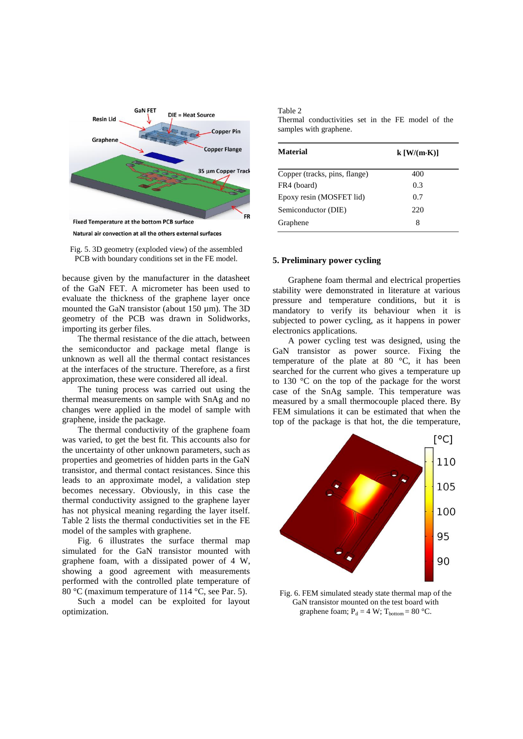Fig. 5. 3D geometry (exploded view) of the assembled PCB with boundary conditions set in the FE model.

because given by the manufacturer in the datasheet of the GaN FET. A micrometer has been used to evaluate the thickness of the graphene layer once mounted the GaN transistor (about 150 µm). The 3D geometry of the PCB was drawn in Solidworks, importing its gerber files.

The thermal resistance of the die attach, between the semiconductor and package metal flange is unknown as well all the thermal contact resistances at the interfaces of the structure. Therefore, as a first approximation, these were considered all ideal.

The tuning process was carried out using the thermal measurements on sample with SnAg and no changes were applied in the model of sample with graphene, inside the package.

The thermal conductivity of the graphene foam was varied, to get the best fit. This accounts also for the uncertainty of other unknown parameters, such as properties and geometries of hidden parts in the GaN transistor, and thermal contact resistances. Since this leads to an approximate model, a validation step becomes necessary. Obviously, in this case the thermal conductivity assigned to the graphene layer has not physical meaning regarding the layer itself. Table 2 lists the thermal conductivities set in the FE model of the samples with graphene.

Fig. 6 illustrates the surface thermal map simulated for the GaN transistor mounted with graphene foam, with a dissipated power of 4 W, showing a good agreement with measurements performed with the controlled plate temperature of 80 °C (maximum temperature of 114 °C, see Par. 5).

Such a model can be exploited for layout optimization.

Table 2
Thermal conductivities set in the FE model of the samples with graphene.

| Material | k [W/(m·K)] |
|---|---|
| Copper (tracks, pins, flange) | 400 |
| FR4 (board) | 0.3 |
| Epoxy resin (MOSFET lid) | 0.7 |
| Semiconductor (DIE) | 220 |
| Graphene | 8 |

## 5. Preliminary power cycling

Graphene foam thermal and electrical properties stability were demonstrated in literature at various pressure and temperature conditions, but it is mandatory to verify its behaviour when it is subjected to power cycling, as it happens in power electronics applications.

A power cycling test was designed, using the GaN transistor as power source. Fixing the temperature of the plate at 80 °C, it has been searched for the current who gives a temperature up to 130 °C on the top of the package for the worst case of the SnAg sample. This temperature was measured by a small thermocouple placed there. By FEM simulations it can be estimated that when the top of the package is that hot, the die temperature,

Fig. 6. FEM simulated steady state thermal map of the GaN transistor mounted on the test board with graphene foam; $P_d = 4$ W; $T_{bottom} = 80$ °C.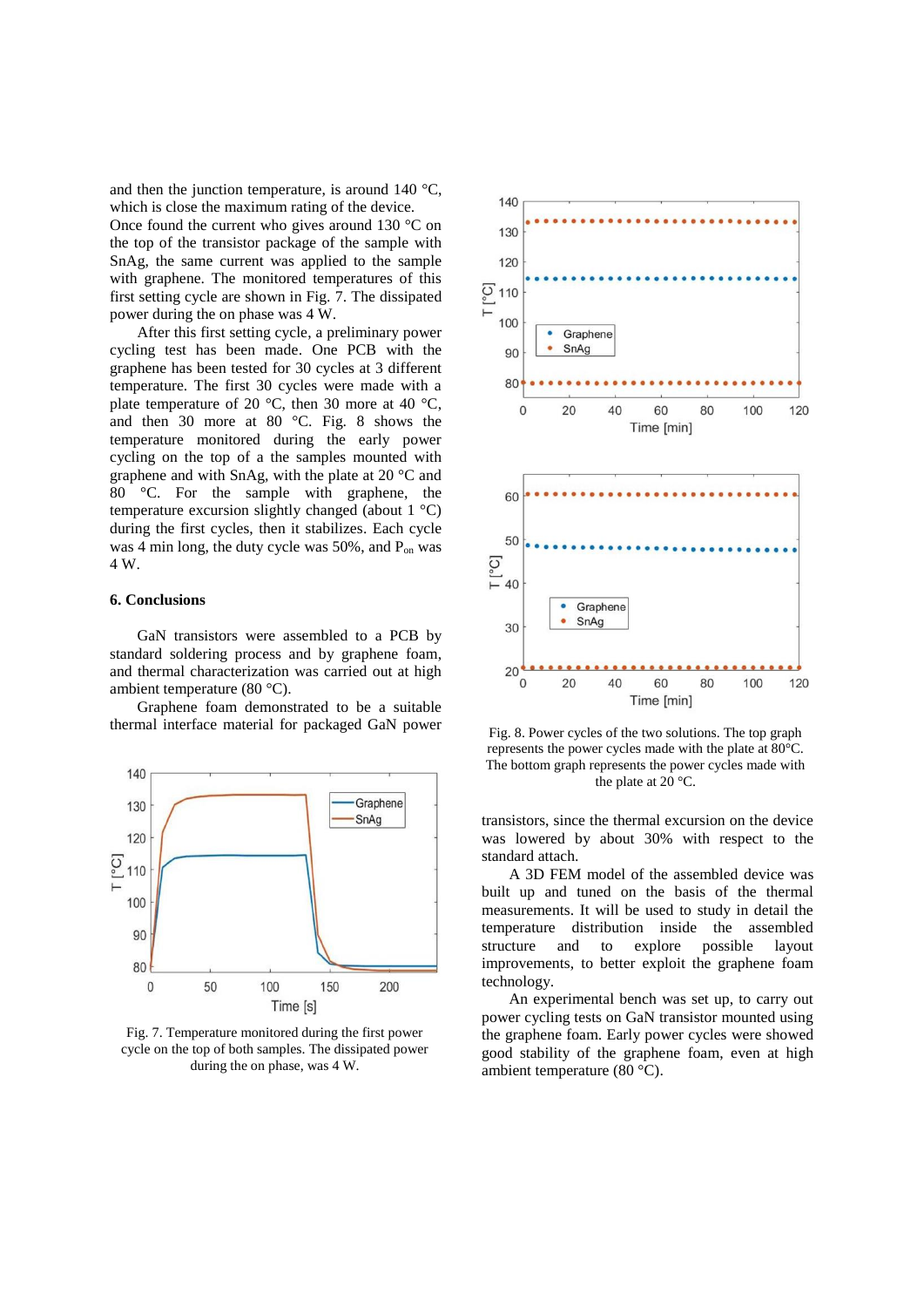and then the junction temperature, is around 140 °C, which is close the maximum rating of the device.

Once found the current who gives around 130 °C on the top of the transistor package of the sample with SnAg, the same current was applied to the sample with graphene. The monitored temperatures of this first setting cycle are shown in Fig. 7. The dissipated power during the on phase was 4 W.

After this first setting cycle, a preliminary power cycling test has been made. One PCB with the graphene has been tested for 30 cycles at 3 different temperature. The first 30 cycles were made with a plate temperature of 20 °C, then 30 more at 40 °C, and then 30 more at 80 °C. Fig. 8 shows the temperature monitored during the early power cycling on the top of a the samples mounted with graphene and with SnAg, with the plate at 20 °C and 80 °C. For the sample with graphene, the temperature excursion slightly changed (about 1 °C) during the first cycles, then it stabilizes. Each cycle was 4 min long, the duty cycle was 50%, and $P_{on}$ was 4 W.

## 6. Conclusions

GaN transistors were assembled to a PCB by standard soldering process and by graphene foam, and thermal characterization was carried out at high ambient temperature (80 °C).

Graphene foam demonstrated to be a suitable thermal interface material for packaged GaN power transistors, since the thermal excursion on the device was lowered by about 30% with respect to the standard attach.

A 3D FEM model of the assembled device was built up and tuned on the basis of the thermal measurements. It will be used to study in detail the temperature distribution inside the assembled structure and to explore possible layout improvements, to better exploit the graphene foam technology.

An experimental bench was set up, to carry out power cycling tests on GaN transistor mounted using the graphene foam. Early power cycles were showed good stability of the graphene foam, even at high ambient temperature (80 °C).

Fig. 7. Temperature monitored during the first power cycle on the top of both samples. The dissipated power during the on phase, was 4 W.

Fig. 8. Power cycles of the two solutions. The top graph represents the power cycles made with the plate at 80°C. The bottom graph represents the power cycles made with the plate at 20 °C.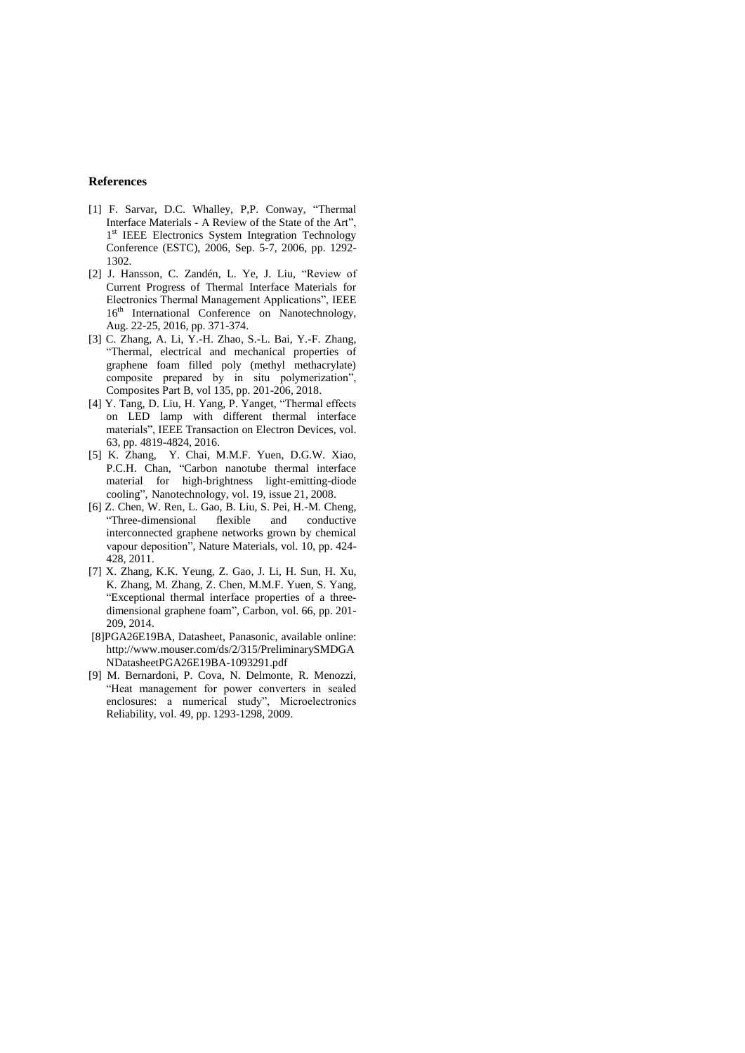**References**

[1] F. Sarvar, D.C. Whalley, P,P. Conway, "Thermal Interface Materials - A Review of the State of the Art", 1st IEEE Electronics System Integration Technology Conference (ESTC), 2006, Sep. 5-7, 2006, pp. 1292-1302.

[2] J. Hansson, C. Zandén, L. Ye, J. Liu, "Review of Current Progress of Thermal Interface Materials for Electronics Thermal Management Applications", IEEE 16th International Conference on Nanotechnology, Aug. 22-25, 2016, pp. 371-374.

[3] C. Zhang, A. Li, Y.-H. Zhao, S.-L. Bai, Y.-F. Zhang, "Thermal, electrical and mechanical properties of graphene foam filled poly (methyl methacrylate) composite prepared by in situ polymerization", Composites Part B, vol 135, pp. 201-206, 2018.

[4] Y. Tang, D. Liu, H. Yang, P. Yanget, "Thermal effects on LED lamp with different thermal interface materials", IEEE Transaction on Electron Devices, vol. 63, pp. 4819-4824, 2016.

[5] K. Zhang, Y. Chai, M.M.F. Yuen, D.G.W. Xiao, P.C.H. Chan, "Carbon nanotube thermal interface material for high-brightness light-emitting-diode cooling", Nanotechnology, vol. 19, issue 21, 2008.

[6] Z. Chen, W. Ren, L. Gao, B. Liu, S. Pei, H.-M. Cheng, "Three-dimensional flexible and conductive interconnected graphene networks grown by chemical vapour deposition", Nature Materials, vol. 10, pp. 424-428, 2011.

[7] X. Zhang, K.K. Yeung, Z. Gao, J. Li, H. Sun, H. Xu, K. Zhang, M. Zhang, Z. Chen, M.M.F. Yuen, S. Yang, "Exceptional thermal interface properties of a three-dimensional graphene foam", Carbon, vol. 66, pp. 201-209, 2014.

[8]PGA26E19BA, Datasheet, Panasonic, available online: http://www.mouser.com/ds/2/315/PreliminarySMDGANDatasheetPGA26E19BA-1093291.pdf

[9] M. Bernardoni, P. Cova, N. Delmonte, R. Menozzi, "Heat management for power converters in sealed enclosures: a numerical study", Microelectronics Reliability, vol. 49, pp. 1293-1298, 2009.